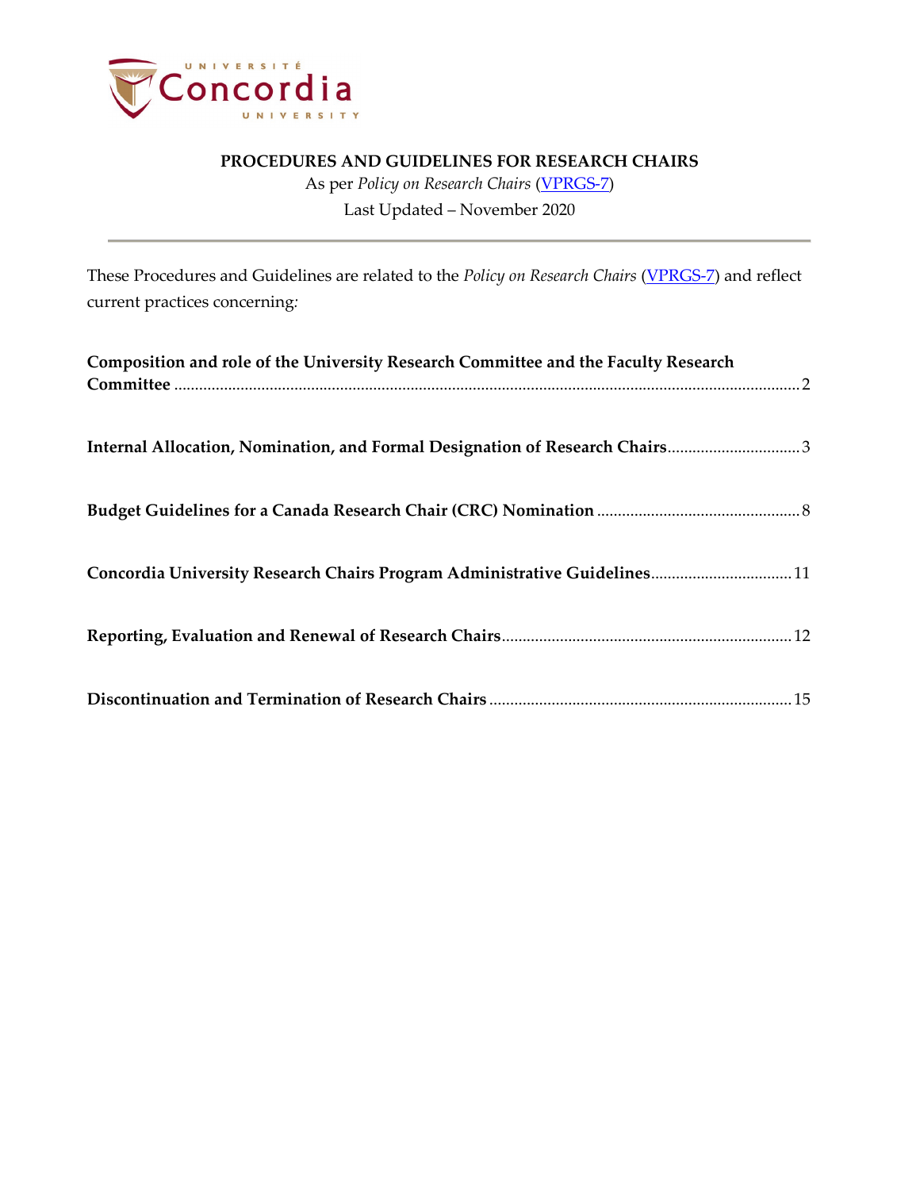# PROCEDURES AND GUIDELINES FOR RESEARCH CHAIRS

As per *Policy on Research Chairs* (VPRGS-7)

Last Updated – November 2020

---

These Procedures and Guidelines are related to the *Policy on Research Chairs* (VPRGS-7) and reflect current practices concerning:

**Composition and role of the University Research Committee and the Faculty Research Committee** ..... 2

**Internal Allocation, Nomination, and Formal Designation of Research Chairs** ..... 3

**Budget Guidelines for a Canada Research Chair (CRC) Nomination** ..... 8

**Concordia University Research Chairs Program Administrative Guidelines** ..... 11

**Reporting, Evaluation and Renewal of Research Chairs** ..... 12

**Discontinuation and Termination of Research Chairs** ..... 15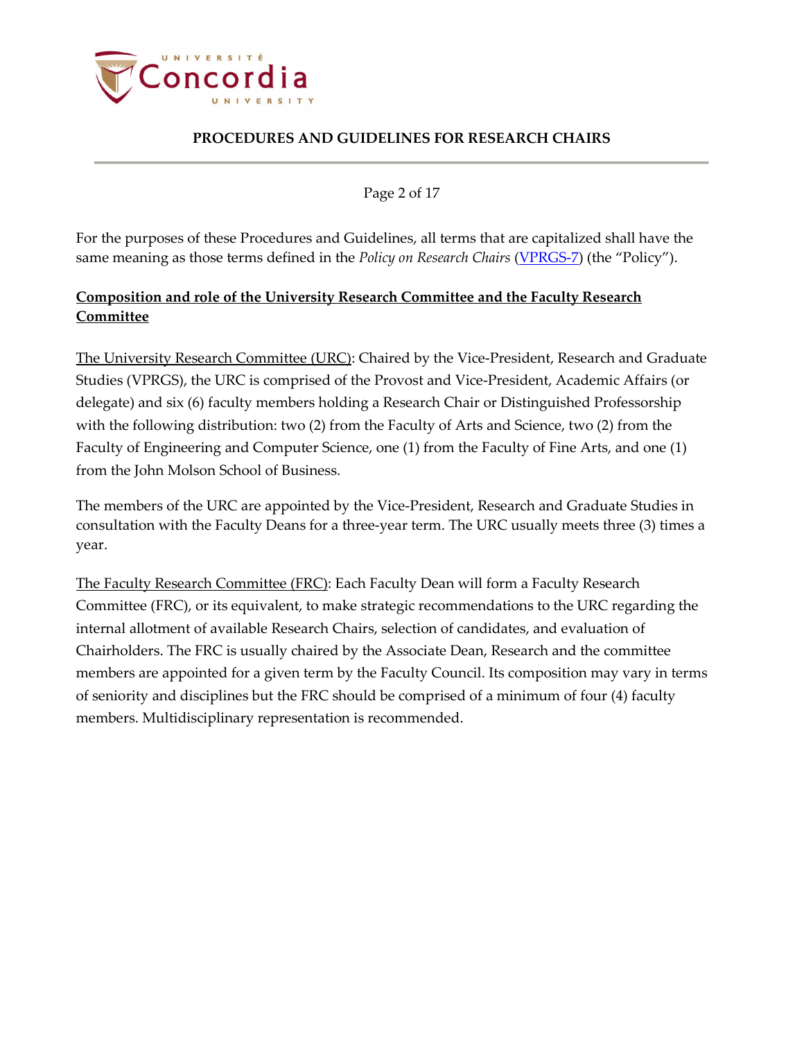For the purposes of these Procedures and Guidelines, all terms that are capitalized shall have the same meaning as those terms defined in the *Policy on Research Chairs* (VPRGS-7) (the "Policy").

## Composition and role of the University Research Committee and the Faculty Research Committee

The University Research Committee (URC): Chaired by the Vice-President, Research and Graduate Studies (VPRGS), the URC is comprised of the Provost and Vice-President, Academic Affairs (or delegate) and six (6) faculty members holding a Research Chair or Distinguished Professorship with the following distribution: two (2) from the Faculty of Arts and Science, two (2) from the Faculty of Engineering and Computer Science, one (1) from the Faculty of Fine Arts, and one (1) from the John Molson School of Business.

The members of the URC are appointed by the Vice-President, Research and Graduate Studies in consultation with the Faculty Deans for a three-year term. The URC usually meets three (3) times a year.

The Faculty Research Committee (FRC): Each Faculty Dean will form a Faculty Research Committee (FRC), or its equivalent, to make strategic recommendations to the URC regarding the internal allotment of available Research Chairs, selection of candidates, and evaluation of Chairholders. The FRC is usually chaired by the Associate Dean, Research and the committee members are appointed for a given term by the Faculty Council. Its composition may vary in terms of seniority and disciplines but the FRC should be comprised of a minimum of four (4) faculty members. Multidisciplinary representation is recommended.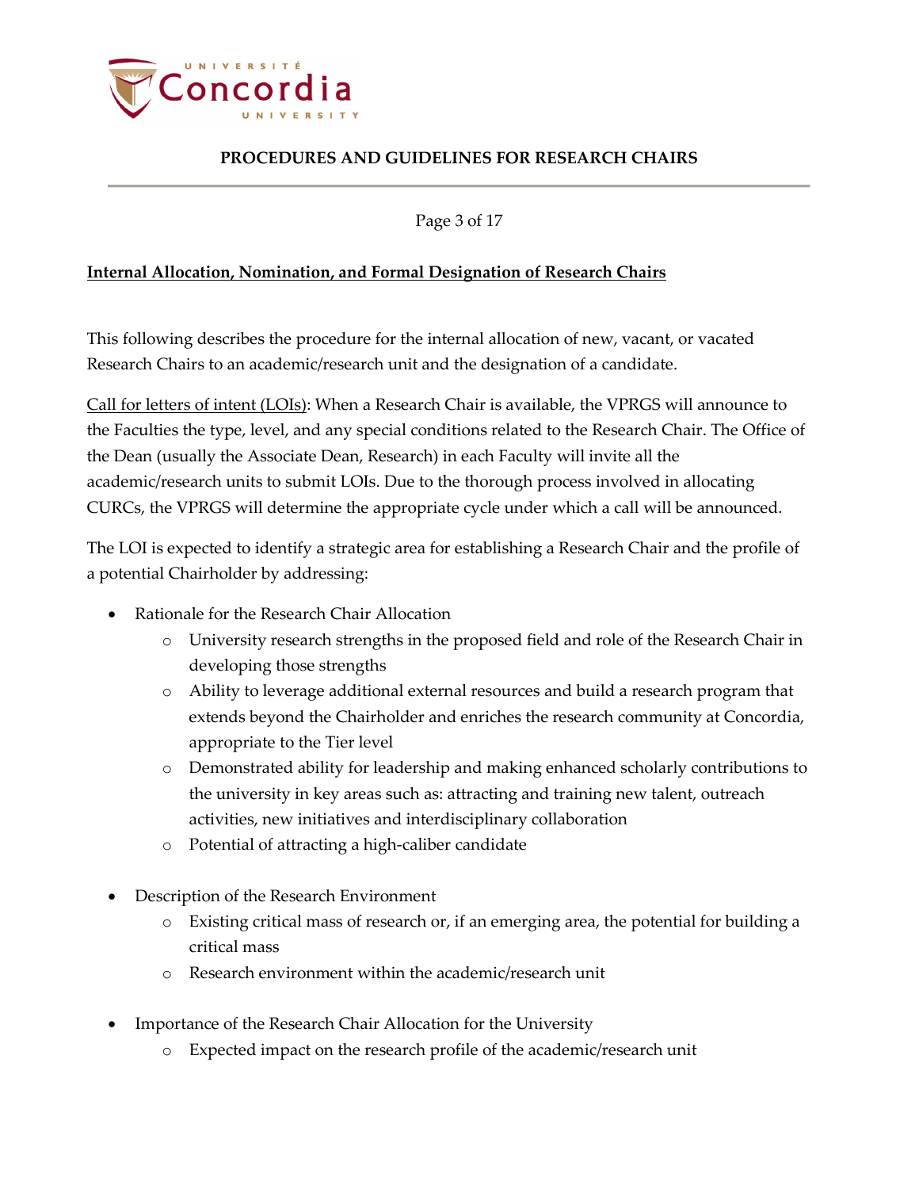## Internal Allocation, Nomination, and Formal Designation of Research Chairs

This following describes the procedure for the internal allocation of new, vacant, or vacated Research Chairs to an academic/research unit and the designation of a candidate.

Call for letters of intent (LOIs): When a Research Chair is available, the VPRGS will announce to the Faculties the type, level, and any special conditions related to the Research Chair. The Office of the Dean (usually the Associate Dean, Research) in each Faculty will invite all the academic/research units to submit LOIs. Due to the thorough process involved in allocating CURCs, the VPRGS will determine the appropriate cycle under which a call will be announced.

The LOI is expected to identify a strategic area for establishing a Research Chair and the profile of a potential Chairholder by addressing:

- Rationale for the Research Chair Allocation
  - University research strengths in the proposed field and role of the Research Chair in developing those strengths
  - Ability to leverage additional external resources and build a research program that extends beyond the Chairholder and enriches the research community at Concordia, appropriate to the Tier level
  - Demonstrated ability for leadership and making enhanced scholarly contributions to the university in key areas such as: attracting and training new talent, outreach activities, new initiatives and interdisciplinary collaboration
  - Potential of attracting a high-caliber candidate

- Description of the Research Environment
  - Existing critical mass of research or, if an emerging area, the potential for building a critical mass
  - Research environment within the academic/research unit

- Importance of the Research Chair Allocation for the University
  - Expected impact on the research profile of the academic/research unit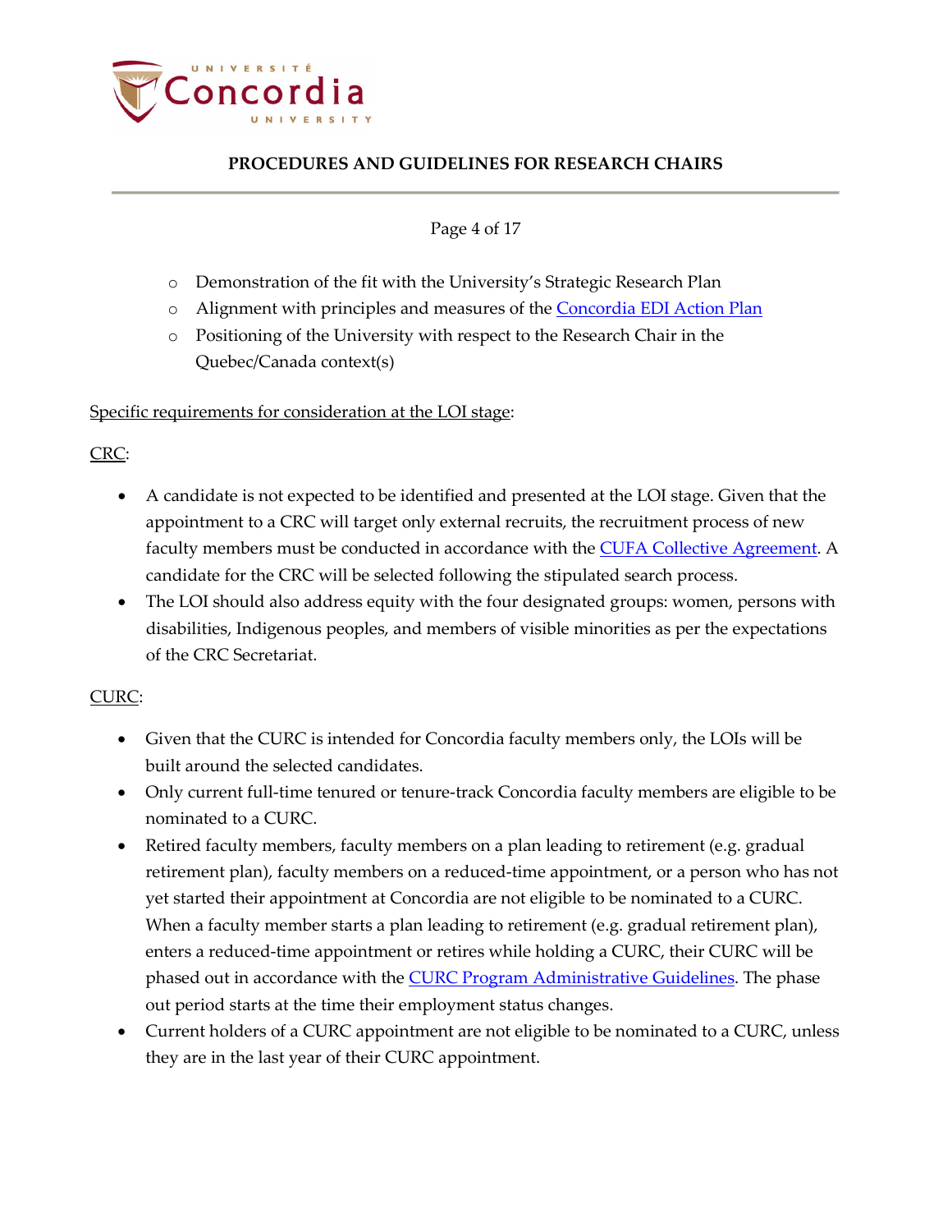- Demonstration of the fit with the University's Strategic Research Plan
  - Alignment with principles and measures of the Concordia EDI Action Plan
  - Positioning of the University with respect to the Research Chair in the Quebec/Canada context(s)

<u>Specific requirements for consideration at the LOI stage</u>:

<u>CRC</u>:

- A candidate is not expected to be identified and presented at the LOI stage. Given that the appointment to a CRC will target only external recruits, the recruitment process of new faculty members must be conducted in accordance with the CUFA Collective Agreement. A candidate for the CRC will be selected following the stipulated search process.
- The LOI should also address equity with the four designated groups: women, persons with disabilities, Indigenous peoples, and members of visible minorities as per the expectations of the CRC Secretariat.

<u>CURC</u>:

- Given that the CURC is intended for Concordia faculty members only, the LOIs will be built around the selected candidates.
- Only current full-time tenured or tenure-track Concordia faculty members are eligible to be nominated to a CURC.
- Retired faculty members, faculty members on a plan leading to retirement (e.g. gradual retirement plan), faculty members on a reduced-time appointment, or a person who has not yet started their appointment at Concordia are not eligible to be nominated to a CURC. When a faculty member starts a plan leading to retirement (e.g. gradual retirement plan), enters a reduced-time appointment or retires while holding a CURC, their CURC will be phased out in accordance with the CURC Program Administrative Guidelines. The phase out period starts at the time their employment status changes.
- Current holders of a CURC appointment are not eligible to be nominated to a CURC, unless they are in the last year of their CURC appointment.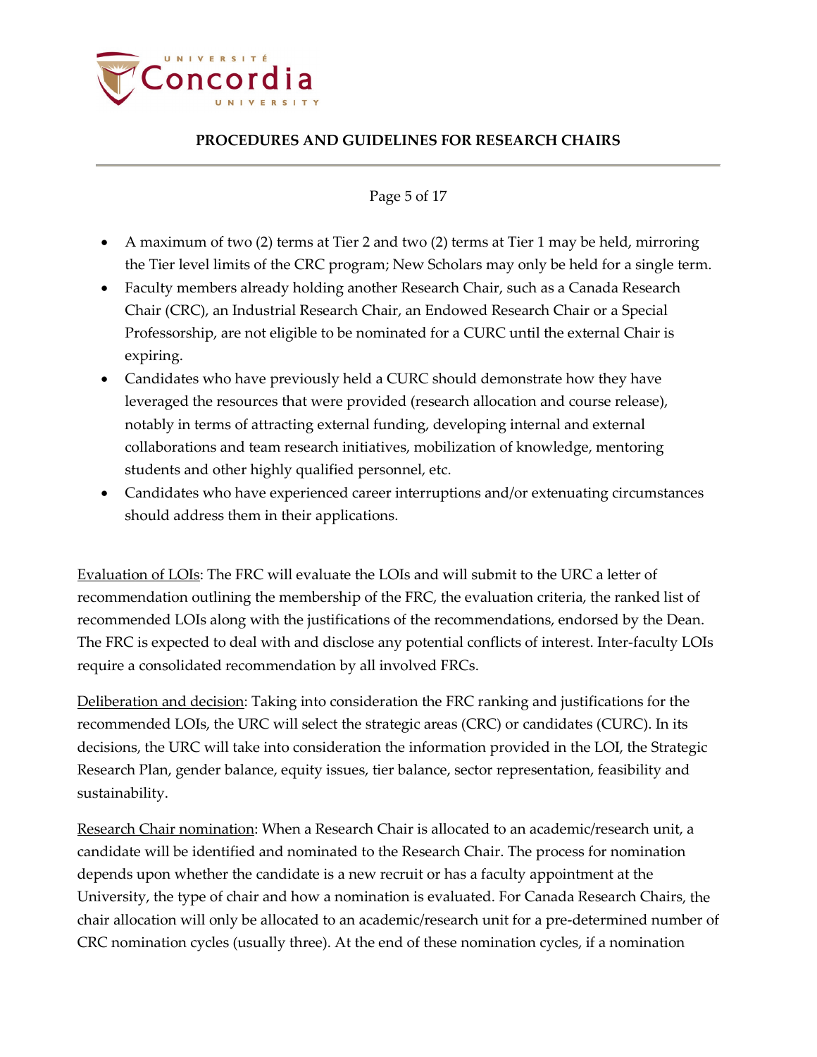- A maximum of two (2) terms at Tier 2 and two (2) terms at Tier 1 may be held, mirroring the Tier level limits of the CRC program; New Scholars may only be held for a single term.
- Faculty members already holding another Research Chair, such as a Canada Research Chair (CRC), an Industrial Research Chair, an Endowed Research Chair or a Special Professorship, are not eligible to be nominated for a CURC until the external Chair is expiring.
- Candidates who have previously held a CURC should demonstrate how they have leveraged the resources that were provided (research allocation and course release), notably in terms of attracting external funding, developing internal and external collaborations and team research initiatives, mobilization of knowledge, mentoring students and other highly qualified personnel, etc.
- Candidates who have experienced career interruptions and/or extenuating circumstances should address them in their applications.

<u>Evaluation of LOIs</u>: The FRC will evaluate the LOIs and will submit to the URC a letter of recommendation outlining the membership of the FRC, the evaluation criteria, the ranked list of recommended LOIs along with the justifications of the recommendations, endorsed by the Dean. The FRC is expected to deal with and disclose any potential conflicts of interest. Inter-faculty LOIs require a consolidated recommendation by all involved FRCs.

<u>Deliberation and decision</u>: Taking into consideration the FRC ranking and justifications for the recommended LOIs, the URC will select the strategic areas (CRC) or candidates (CURC). In its decisions, the URC will take into consideration the information provided in the LOI, the Strategic Research Plan, gender balance, equity issues, tier balance, sector representation, feasibility and sustainability.

<u>Research Chair nomination</u>: When a Research Chair is allocated to an academic/research unit, a candidate will be identified and nominated to the Research Chair. The process for nomination depends upon whether the candidate is a new recruit or has a faculty appointment at the University, the type of chair and how a nomination is evaluated. For Canada Research Chairs, the chair allocation will only be allocated to an academic/research unit for a pre-determined number of CRC nomination cycles (usually three). At the end of these nomination cycles, if a nomination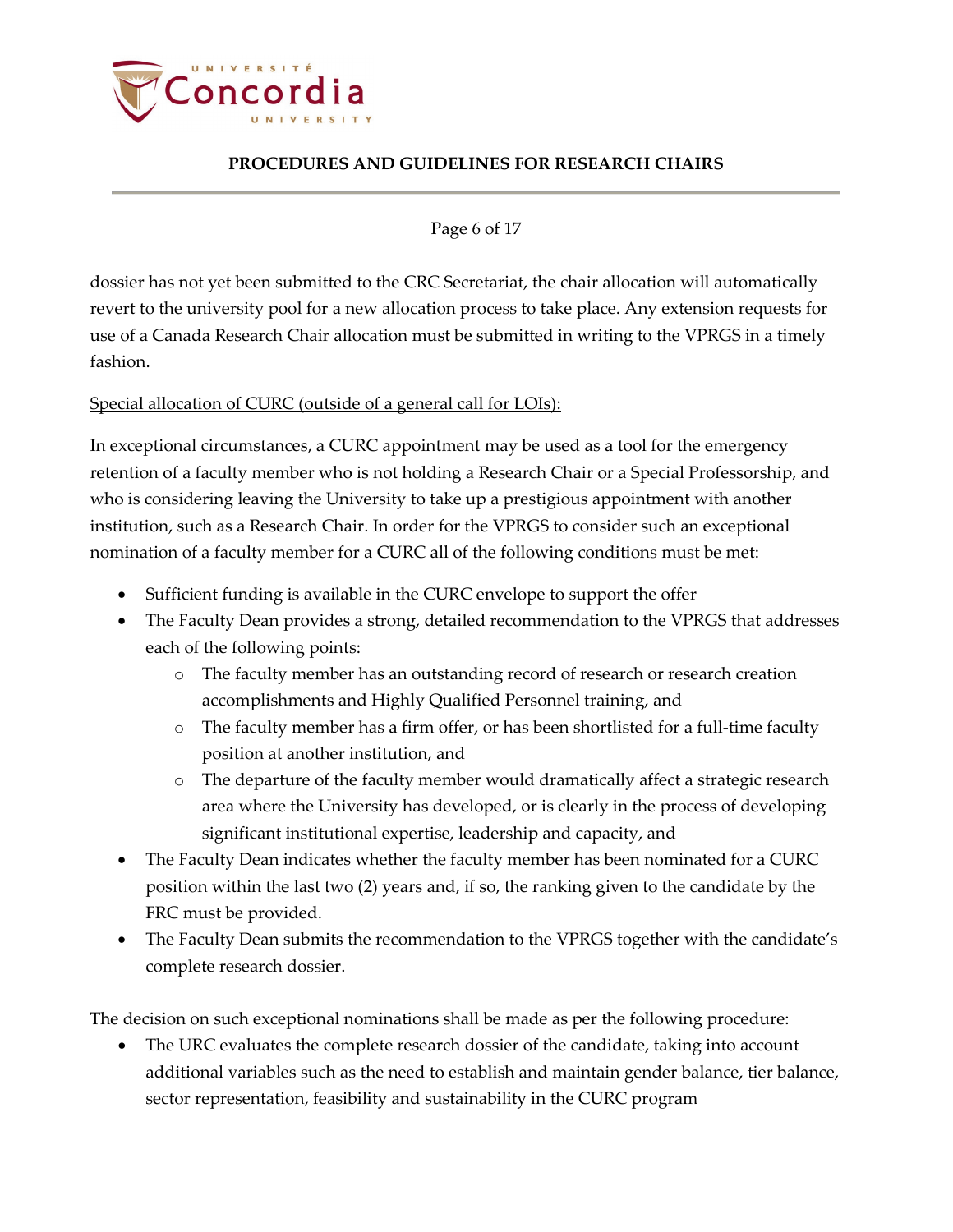dossier has not yet been submitted to the CRC Secretariat, the chair allocation will automatically revert to the university pool for a new allocation process to take place. Any extension requests for use of a Canada Research Chair allocation must be submitted in writing to the VPRGS in a timely fashion.

Special allocation of CURC (outside of a general call for LOIs):

In exceptional circumstances, a CURC appointment may be used as a tool for the emergency retention of a faculty member who is not holding a Research Chair or a Special Professorship, and who is considering leaving the University to take up a prestigious appointment with another institution, such as a Research Chair. In order for the VPRGS to consider such an exceptional nomination of a faculty member for a CURC all of the following conditions must be met:

- Sufficient funding is available in the CURC envelope to support the offer
- The Faculty Dean provides a strong, detailed recommendation to the VPRGS that addresses each of the following points:
  - The faculty member has an outstanding record of research or research creation accomplishments and Highly Qualified Personnel training, and
  - The faculty member has a firm offer, or has been shortlisted for a full-time faculty position at another institution, and
  - The departure of the faculty member would dramatically affect a strategic research area where the University has developed, or is clearly in the process of developing significant institutional expertise, leadership and capacity, and
- The Faculty Dean indicates whether the faculty member has been nominated for a CURC position within the last two (2) years and, if so, the ranking given to the candidate by the FRC must be provided.
- The Faculty Dean submits the recommendation to the VPRGS together with the candidate's complete research dossier.

The decision on such exceptional nominations shall be made as per the following procedure:

- The URC evaluates the complete research dossier of the candidate, taking into account additional variables such as the need to establish and maintain gender balance, tier balance, sector representation, feasibility and sustainability in the CURC program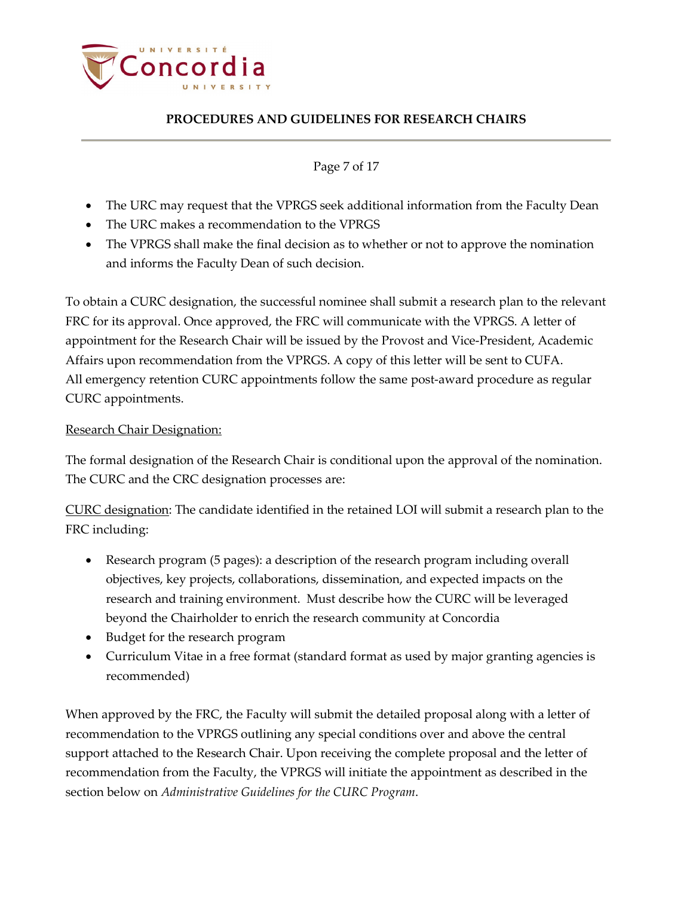- The URC may request that the VPRGS seek additional information from the Faculty Dean
- The URC makes a recommendation to the VPRGS
- The VPRGS shall make the final decision as to whether or not to approve the nomination and informs the Faculty Dean of such decision.

To obtain a CURC designation, the successful nominee shall submit a research plan to the relevant FRC for its approval. Once approved, the FRC will communicate with the VPRGS. A letter of appointment for the Research Chair will be issued by the Provost and Vice-President, Academic Affairs upon recommendation from the VPRGS. A copy of this letter will be sent to CUFA. All emergency retention CURC appointments follow the same post-award procedure as regular CURC appointments.

<u>Research Chair Designation:</u>

The formal designation of the Research Chair is conditional upon the approval of the nomination. The CURC and the CRC designation processes are:

<u>CURC designation</u>: The candidate identified in the retained LOI will submit a research plan to the FRC including:

- Research program (5 pages): a description of the research program including overall objectives, key projects, collaborations, dissemination, and expected impacts on the research and training environment. Must describe how the CURC will be leveraged beyond the Chairholder to enrich the research community at Concordia
- Budget for the research program
- Curriculum Vitae in a free format (standard format as used by major granting agencies is recommended)

When approved by the FRC, the Faculty will submit the detailed proposal along with a letter of recommendation to the VPRGS outlining any special conditions over and above the central support attached to the Research Chair. Upon receiving the complete proposal and the letter of recommendation from the Faculty, the VPRGS will initiate the appointment as described in the section below on *Administrative Guidelines for the CURC Program*.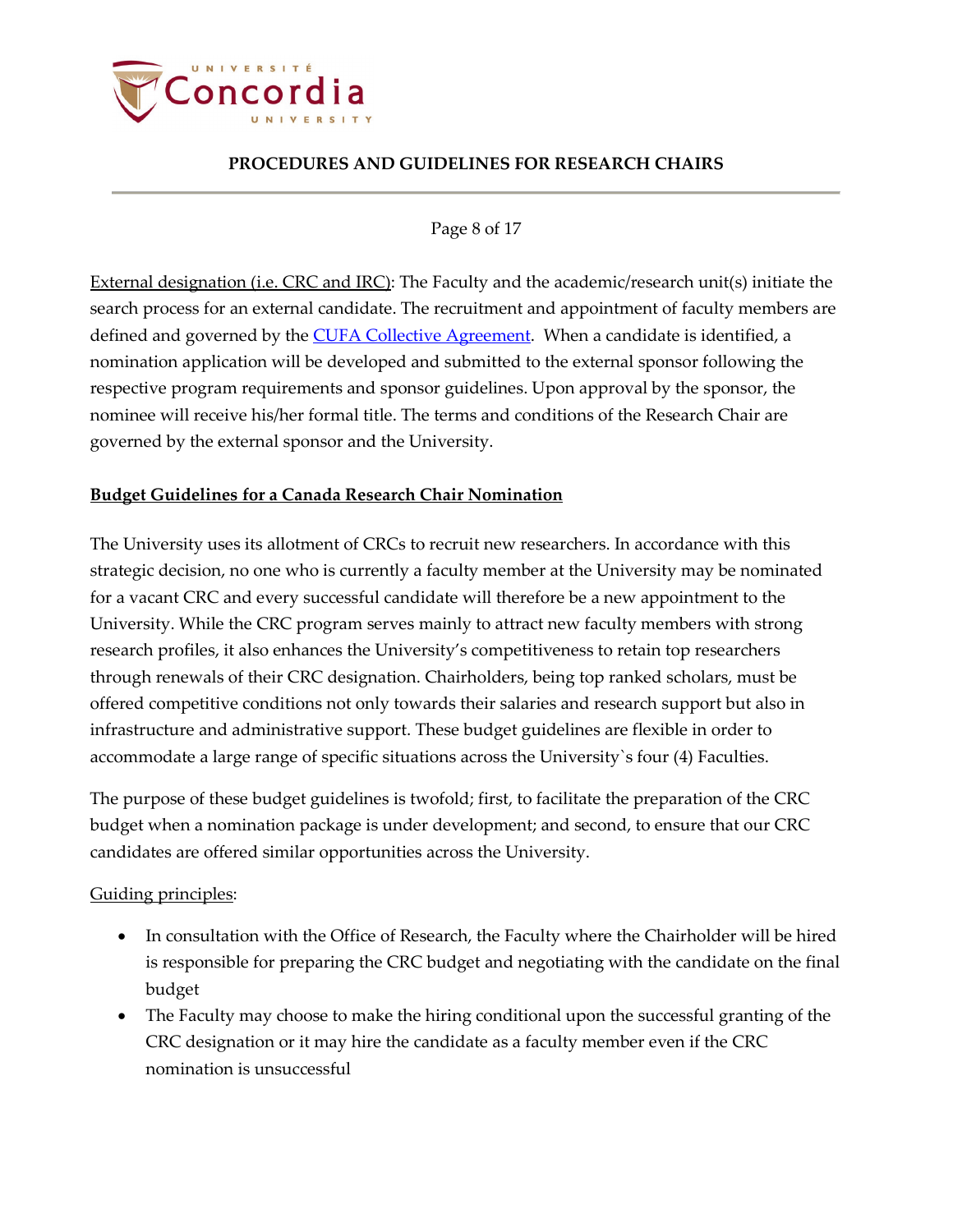External designation (i.e. CRC and IRC): The Faculty and the academic/research unit(s) initiate the search process for an external candidate. The recruitment and appointment of faculty members are defined and governed by the CUFA Collective Agreement. When a candidate is identified, a nomination application will be developed and submitted to the external sponsor following the respective program requirements and sponsor guidelines. Upon approval by the sponsor, the nominee will receive his/her formal title. The terms and conditions of the Research Chair are governed by the external sponsor and the University.

## Budget Guidelines for a Canada Research Chair Nomination

The University uses its allotment of CRCs to recruit new researchers. In accordance with this strategic decision, no one who is currently a faculty member at the University may be nominated for a vacant CRC and every successful candidate will therefore be a new appointment to the University. While the CRC program serves mainly to attract new faculty members with strong research profiles, it also enhances the University's competitiveness to retain top researchers through renewals of their CRC designation. Chairholders, being top ranked scholars, must be offered competitive conditions not only towards their salaries and research support but also in infrastructure and administrative support. These budget guidelines are flexible in order to accommodate a large range of specific situations across the University`s four (4) Faculties.

The purpose of these budget guidelines is twofold; first, to facilitate the preparation of the CRC budget when a nomination package is under development; and second, to ensure that our CRC candidates are offered similar opportunities across the University.

Guiding principles:

- In consultation with the Office of Research, the Faculty where the Chairholder will be hired is responsible for preparing the CRC budget and negotiating with the candidate on the final budget
- The Faculty may choose to make the hiring conditional upon the successful granting of the CRC designation or it may hire the candidate as a faculty member even if the CRC nomination is unsuccessful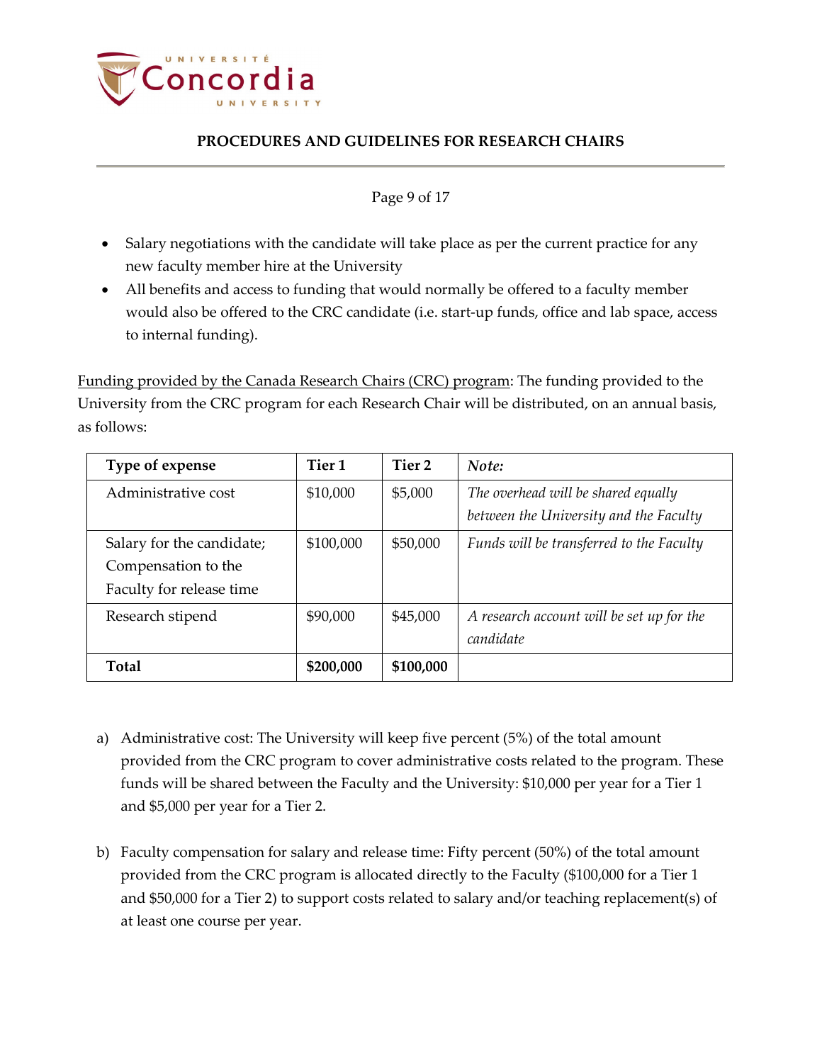- Salary negotiations with the candidate will take place as per the current practice for any new faculty member hire at the University
- All benefits and access to funding that would normally be offered to a faculty member would also be offered to the CRC candidate (i.e. start-up funds, office and lab space, access to internal funding).

Funding provided by the Canada Research Chairs (CRC) program: The funding provided to the University from the CRC program for each Research Chair will be distributed, on an annual basis, as follows:

| Type of expense | Tier 1 | Tier 2 | *Note:* |
|---|---|---|---|
| Administrative cost | $10,000 | $5,000 | *The overhead will be shared equally between the University and the Faculty* |
| Salary for the candidate; Compensation to the Faculty for release time | $100,000 | $50,000 | *Funds will be transferred to the Faculty* |
| Research stipend | $90,000 | $45,000 | *A research account will be set up for the candidate* |
| **Total** | **$200,000** | **$100,000** | |

a) Administrative cost: The University will keep five percent (5%) of the total amount provided from the CRC program to cover administrative costs related to the program. These funds will be shared between the Faculty and the University: $10,000 per year for a Tier 1 and $5,000 per year for a Tier 2.

b) Faculty compensation for salary and release time: Fifty percent (50%) of the total amount provided from the CRC program is allocated directly to the Faculty ($100,000 for a Tier 1 and $50,000 for a Tier 2) to support costs related to salary and/or teaching replacement(s) of at least one course per year.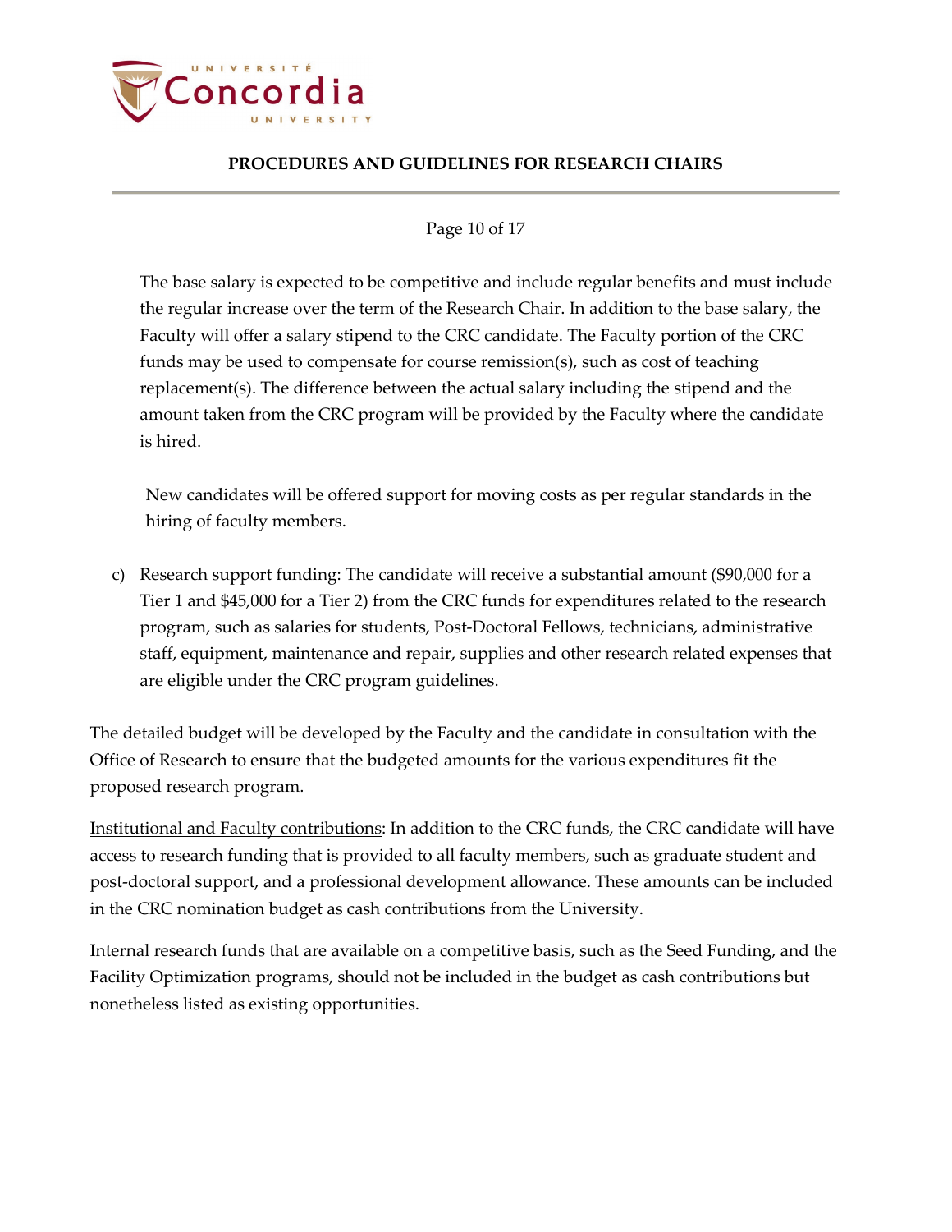The base salary is expected to be competitive and include regular benefits and must include the regular increase over the term of the Research Chair. In addition to the base salary, the Faculty will offer a salary stipend to the CRC candidate. The Faculty portion of the CRC funds may be used to compensate for course remission(s), such as cost of teaching replacement(s). The difference between the actual salary including the stipend and the amount taken from the CRC program will be provided by the Faculty where the candidate is hired.

New candidates will be offered support for moving costs as per regular standards in the hiring of faculty members.

c) Research support funding: The candidate will receive a substantial amount ($90,000 for a Tier 1 and $45,000 for a Tier 2) from the CRC funds for expenditures related to the research program, such as salaries for students, Post-Doctoral Fellows, technicians, administrative staff, equipment, maintenance and repair, supplies and other research related expenses that are eligible under the CRC program guidelines.

The detailed budget will be developed by the Faculty and the candidate in consultation with the Office of Research to ensure that the budgeted amounts for the various expenditures fit the proposed research program.

<u>Institutional and Faculty contributions</u>: In addition to the CRC funds, the CRC candidate will have access to research funding that is provided to all faculty members, such as graduate student and post-doctoral support, and a professional development allowance. These amounts can be included in the CRC nomination budget as cash contributions from the University.

Internal research funds that are available on a competitive basis, such as the Seed Funding, and the Facility Optimization programs, should not be included in the budget as cash contributions but nonetheless listed as existing opportunities.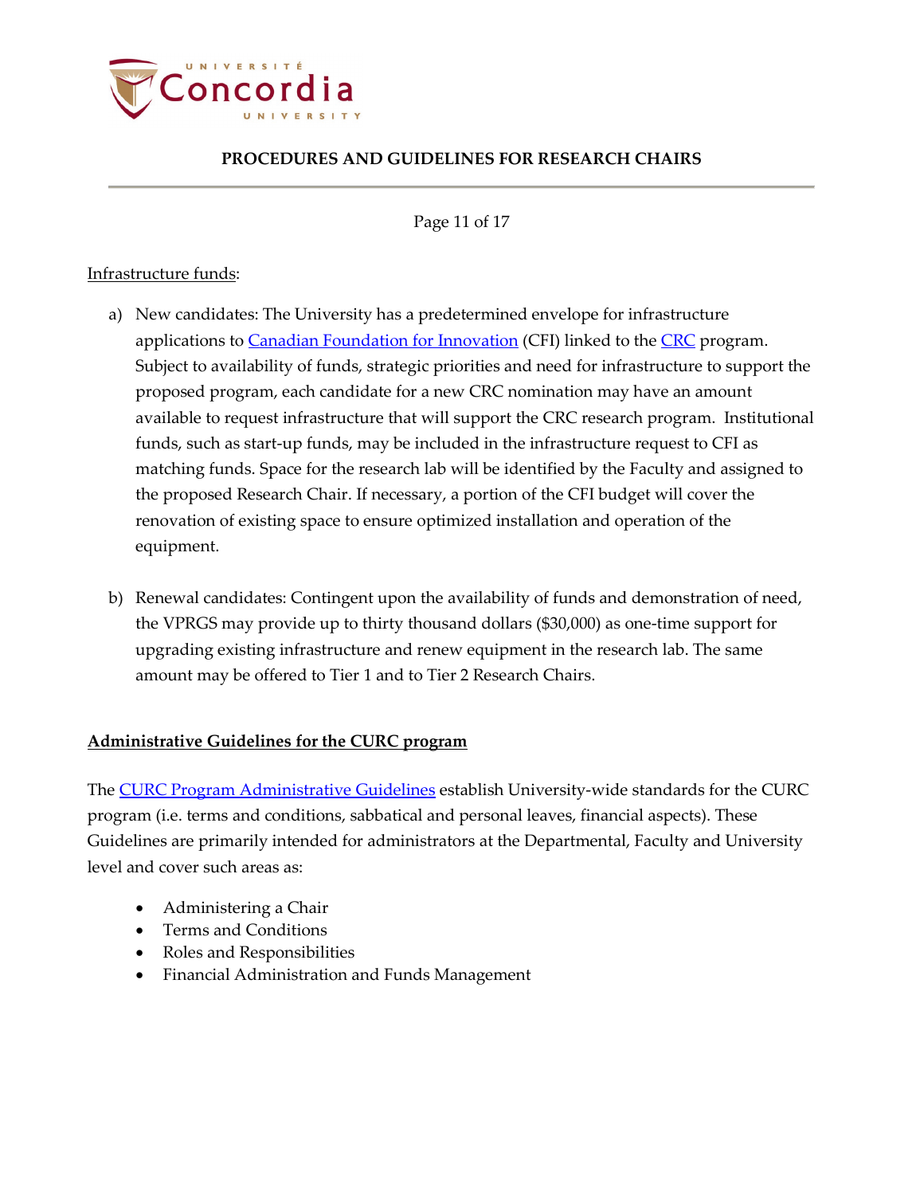<u>Infrastructure funds</u>:

a) New candidates: The University has a predetermined envelope for infrastructure applications to [Canadian Foundation for Innovation](#) (CFI) linked to the [CRC](#) program. Subject to availability of funds, strategic priorities and need for infrastructure to support the proposed program, each candidate for a new CRC nomination may have an amount available to request infrastructure that will support the CRC research program. Institutional funds, such as start-up funds, may be included in the infrastructure request to CFI as matching funds. Space for the research lab will be identified by the Faculty and assigned to the proposed Research Chair. If necessary, a portion of the CFI budget will cover the renovation of existing space to ensure optimized installation and operation of the equipment.

b) Renewal candidates: Contingent upon the availability of funds and demonstration of need, the VPRGS may provide up to thirty thousand dollars ($30,000) as one-time support for upgrading existing infrastructure and renew equipment in the research lab. The same amount may be offered to Tier 1 and to Tier 2 Research Chairs.

## Administrative Guidelines for the CURC program

The [CURC Program Administrative Guidelines](#) establish University-wide standards for the CURC program (i.e. terms and conditions, sabbatical and personal leaves, financial aspects). These Guidelines are primarily intended for administrators at the Departmental, Faculty and University level and cover such areas as:

- Administering a Chair
- Terms and Conditions
- Roles and Responsibilities
- Financial Administration and Funds Management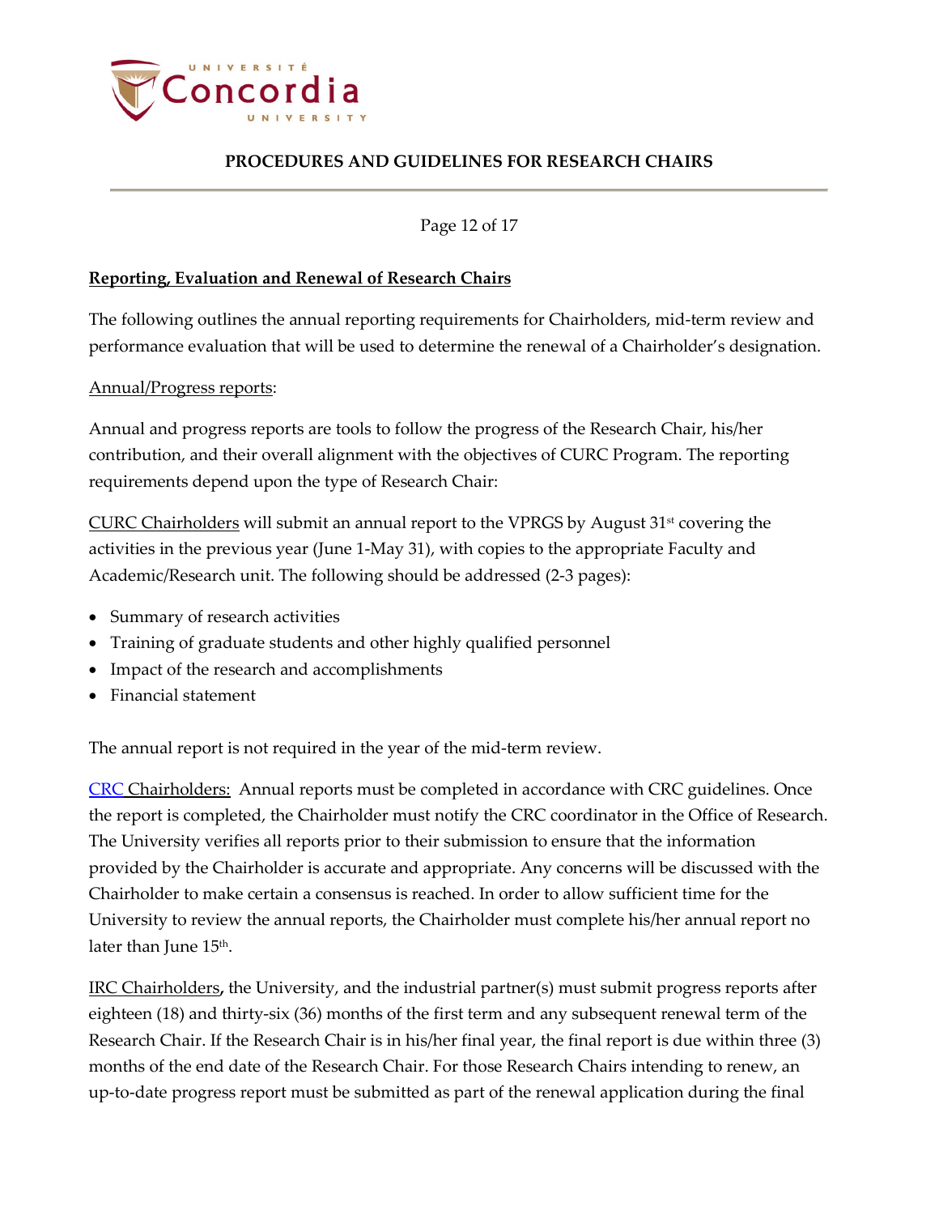**Reporting, Evaluation and Renewal of Research Chairs**

The following outlines the annual reporting requirements for Chairholders, mid-term review and performance evaluation that will be used to determine the renewal of a Chairholder's designation.

Annual/Progress reports:

Annual and progress reports are tools to follow the progress of the Research Chair, his/her contribution, and their overall alignment with the objectives of CURC Program. The reporting requirements depend upon the type of Research Chair:

CURC Chairholders will submit an annual report to the VPRGS by August 31st covering the activities in the previous year (June 1-May 31), with copies to the appropriate Faculty and Academic/Research unit. The following should be addressed (2-3 pages):

- Summary of research activities
- Training of graduate students and other highly qualified personnel
- Impact of the research and accomplishments
- Financial statement

The annual report is not required in the year of the mid-term review.

CRC Chairholders: Annual reports must be completed in accordance with CRC guidelines. Once the report is completed, the Chairholder must notify the CRC coordinator in the Office of Research. The University verifies all reports prior to their submission to ensure that the information provided by the Chairholder is accurate and appropriate. Any concerns will be discussed with the Chairholder to make certain a consensus is reached. In order to allow sufficient time for the University to review the annual reports, the Chairholder must complete his/her annual report no later than June 15th.

IRC Chairholders**,** the University, and the industrial partner(s) must submit progress reports after eighteen (18) and thirty-six (36) months of the first term and any subsequent renewal term of the Research Chair. If the Research Chair is in his/her final year, the final report is due within three (3) months of the end date of the Research Chair. For those Research Chairs intending to renew, an up-to-date progress report must be submitted as part of the renewal application during the final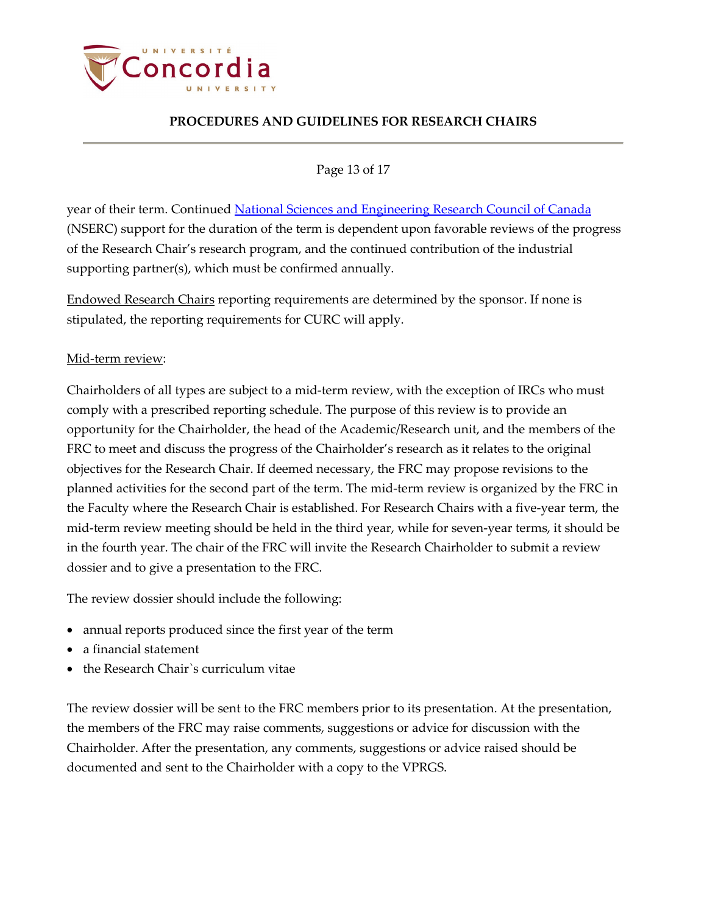year of their term. Continued National Sciences and Engineering Research Council of Canada (NSERC) support for the duration of the term is dependent upon favorable reviews of the progress of the Research Chair's research program, and the continued contribution of the industrial supporting partner(s), which must be confirmed annually.

Endowed Research Chairs reporting requirements are determined by the sponsor. If none is stipulated, the reporting requirements for CURC will apply.

Mid-term review:

Chairholders of all types are subject to a mid-term review, with the exception of IRCs who must comply with a prescribed reporting schedule. The purpose of this review is to provide an opportunity for the Chairholder, the head of the Academic/Research unit, and the members of the FRC to meet and discuss the progress of the Chairholder's research as it relates to the original objectives for the Research Chair. If deemed necessary, the FRC may propose revisions to the planned activities for the second part of the term. The mid-term review is organized by the FRC in the Faculty where the Research Chair is established. For Research Chairs with a five-year term, the mid-term review meeting should be held in the third year, while for seven-year terms, it should be in the fourth year. The chair of the FRC will invite the Research Chairholder to submit a review dossier and to give a presentation to the FRC.

The review dossier should include the following:

- annual reports produced since the first year of the term
- a financial statement
- the Research Chair`s curriculum vitae

The review dossier will be sent to the FRC members prior to its presentation. At the presentation, the members of the FRC may raise comments, suggestions or advice for discussion with the Chairholder. After the presentation, any comments, suggestions or advice raised should be documented and sent to the Chairholder with a copy to the VPRGS.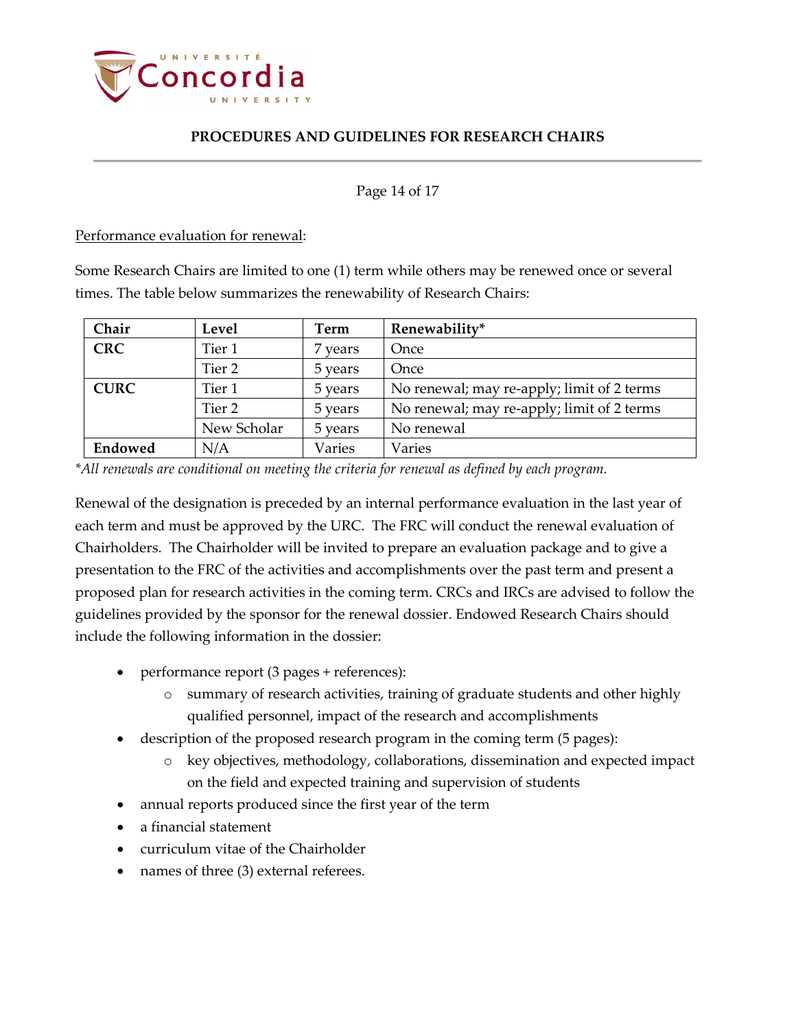<u>Performance evaluation for renewal</u>:

Some Research Chairs are limited to one (1) term while others may be renewed once or several times. The table below summarizes the renewability of Research Chairs:

| Chair | Level | Term | Renewability* |
|---|---|---|---|
| **CRC** | Tier 1 | 7 years | Once |
| | Tier 2 | 5 years | Once |
| **CURC** | Tier 1 | 5 years | No renewal; may re-apply; limit of 2 terms |
| | Tier 2 | 5 years | No renewal; may re-apply; limit of 2 terms |
| | New Scholar | 5 years | No renewal |
| **Endowed** | N/A | Varies | Varies |

*\*All renewals are conditional on meeting the criteria for renewal as defined by each program.*

Renewal of the designation is preceded by an internal performance evaluation in the last year of each term and must be approved by the URC. The FRC will conduct the renewal evaluation of Chairholders. The Chairholder will be invited to prepare an evaluation package and to give a presentation to the FRC of the activities and accomplishments over the past term and present a proposed plan for research activities in the coming term. CRCs and IRCs are advised to follow the guidelines provided by the sponsor for the renewal dossier. Endowed Research Chairs should include the following information in the dossier:

- performance report (3 pages + references):
  - summary of research activities, training of graduate students and other highly qualified personnel, impact of the research and accomplishments
- description of the proposed research program in the coming term (5 pages):
  - key objectives, methodology, collaborations, dissemination and expected impact on the field and expected training and supervision of students
- annual reports produced since the first year of the term
- a financial statement
- curriculum vitae of the Chairholder
- names of three (3) external referees.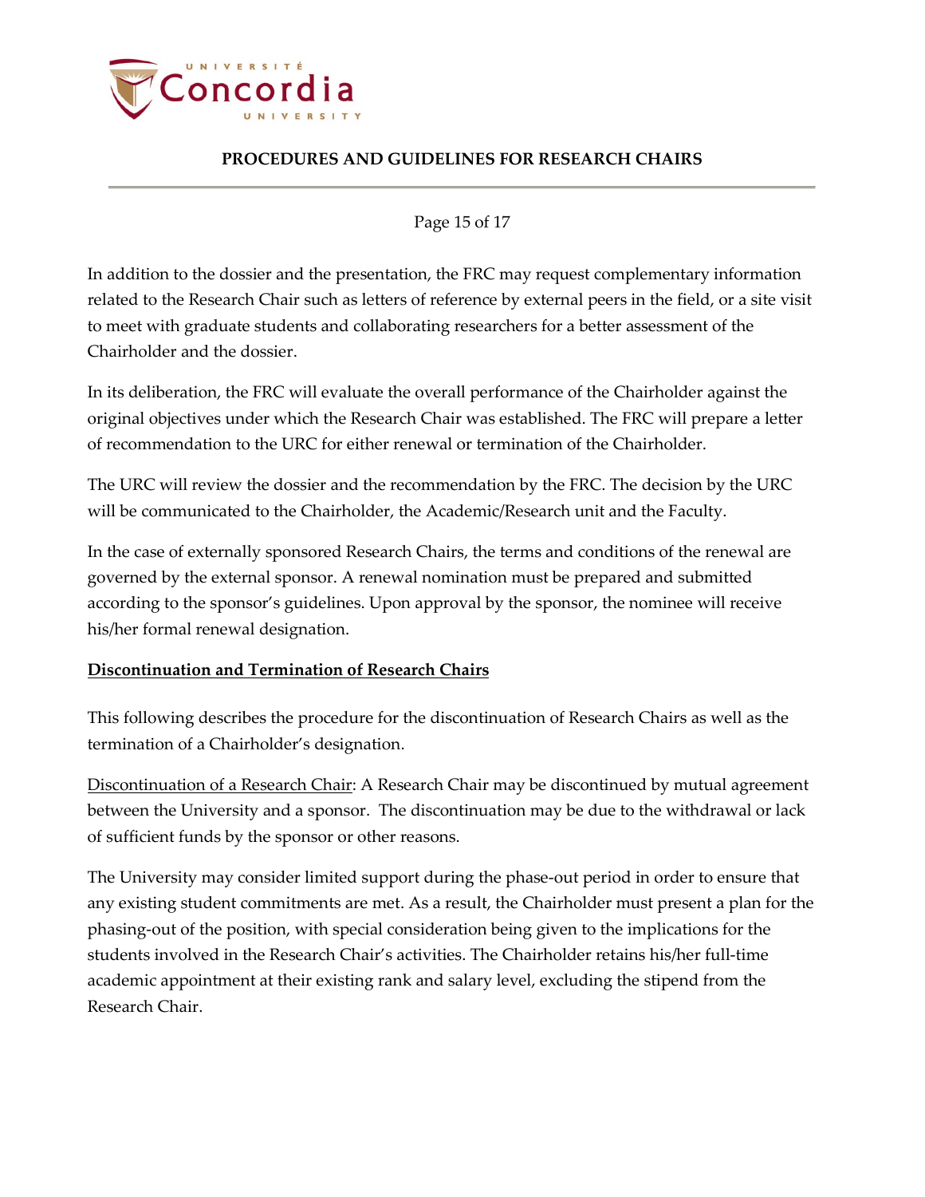In addition to the dossier and the presentation, the FRC may request complementary information related to the Research Chair such as letters of reference by external peers in the field, or a site visit to meet with graduate students and collaborating researchers for a better assessment of the Chairholder and the dossier.

In its deliberation, the FRC will evaluate the overall performance of the Chairholder against the original objectives under which the Research Chair was established. The FRC will prepare a letter of recommendation to the URC for either renewal or termination of the Chairholder.

The URC will review the dossier and the recommendation by the FRC. The decision by the URC will be communicated to the Chairholder, the Academic/Research unit and the Faculty.

In the case of externally sponsored Research Chairs, the terms and conditions of the renewal are governed by the external sponsor. A renewal nomination must be prepared and submitted according to the sponsor's guidelines. Upon approval by the sponsor, the nominee will receive his/her formal renewal designation.

## Discontinuation and Termination of Research Chairs

This following describes the procedure for the discontinuation of Research Chairs as well as the termination of a Chairholder's designation.

Discontinuation of a Research Chair: A Research Chair may be discontinued by mutual agreement between the University and a sponsor. The discontinuation may be due to the withdrawal or lack of sufficient funds by the sponsor or other reasons.

The University may consider limited support during the phase-out period in order to ensure that any existing student commitments are met. As a result, the Chairholder must present a plan for the phasing-out of the position, with special consideration being given to the implications for the students involved in the Research Chair's activities. The Chairholder retains his/her full-time academic appointment at their existing rank and salary level, excluding the stipend from the Research Chair.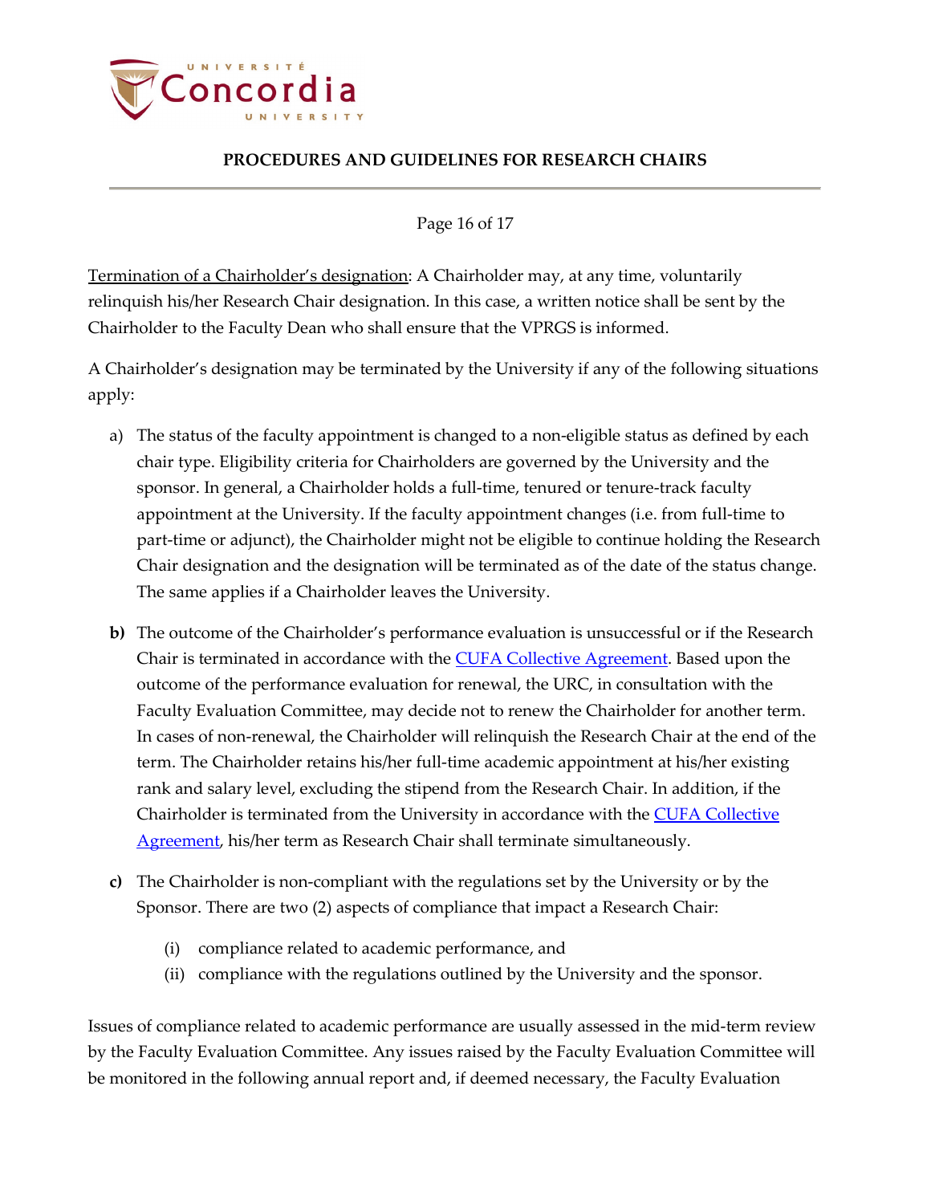Termination of a Chairholder's designation: A Chairholder may, at any time, voluntarily relinquish his/her Research Chair designation. In this case, a written notice shall be sent by the Chairholder to the Faculty Dean who shall ensure that the VPRGS is informed.

A Chairholder's designation may be terminated by the University if any of the following situations apply:

a) The status of the faculty appointment is changed to a non-eligible status as defined by each chair type. Eligibility criteria for Chairholders are governed by the University and the sponsor. In general, a Chairholder holds a full-time, tenured or tenure-track faculty appointment at the University. If the faculty appointment changes (i.e. from full-time to part-time or adjunct), the Chairholder might not be eligible to continue holding the Research Chair designation and the designation will be terminated as of the date of the status change. The same applies if a Chairholder leaves the University.

**b)** The outcome of the Chairholder's performance evaluation is unsuccessful or if the Research Chair is terminated in accordance with the CUFA Collective Agreement. Based upon the outcome of the performance evaluation for renewal, the URC, in consultation with the Faculty Evaluation Committee, may decide not to renew the Chairholder for another term. In cases of non-renewal, the Chairholder will relinquish the Research Chair at the end of the term. The Chairholder retains his/her full-time academic appointment at his/her existing rank and salary level, excluding the stipend from the Research Chair. In addition, if the Chairholder is terminated from the University in accordance with the CUFA Collective Agreement, his/her term as Research Chair shall terminate simultaneously.

**c)** The Chairholder is non-compliant with the regulations set by the University or by the Sponsor. There are two (2) aspects of compliance that impact a Research Chair:

   (i) compliance related to academic performance, and
   (ii) compliance with the regulations outlined by the University and the sponsor.

Issues of compliance related to academic performance are usually assessed in the mid-term review by the Faculty Evaluation Committee. Any issues raised by the Faculty Evaluation Committee will be monitored in the following annual report and, if deemed necessary, the Faculty Evaluation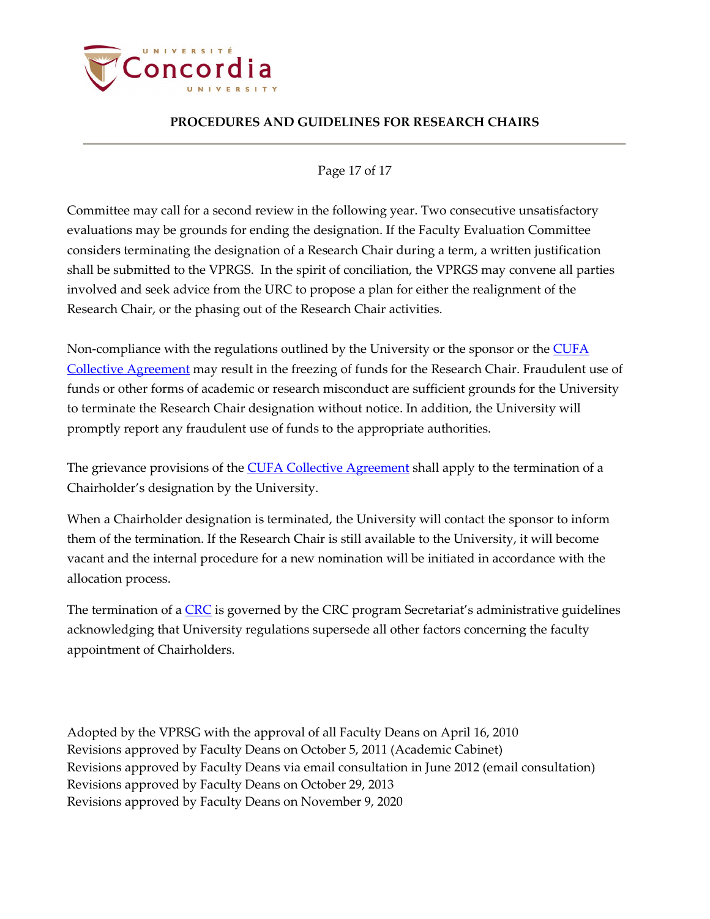Committee may call for a second review in the following year. Two consecutive unsatisfactory evaluations may be grounds for ending the designation. If the Faculty Evaluation Committee considers terminating the designation of a Research Chair during a term, a written justification shall be submitted to the VPRGS. In the spirit of conciliation, the VPRGS may convene all parties involved and seek advice from the URC to propose a plan for either the realignment of the Research Chair, or the phasing out of the Research Chair activities.

Non-compliance with the regulations outlined by the University or the sponsor or the CUFA Collective Agreement may result in the freezing of funds for the Research Chair. Fraudulent use of funds or other forms of academic or research misconduct are sufficient grounds for the University to terminate the Research Chair designation without notice. In addition, the University will promptly report any fraudulent use of funds to the appropriate authorities.

The grievance provisions of the CUFA Collective Agreement shall apply to the termination of a Chairholder's designation by the University.

When a Chairholder designation is terminated, the University will contact the sponsor to inform them of the termination. If the Research Chair is still available to the University, it will become vacant and the internal procedure for a new nomination will be initiated in accordance with the allocation process.

The termination of a CRC is governed by the CRC program Secretariat's administrative guidelines acknowledging that University regulations supersede all other factors concerning the faculty appointment of Chairholders.

Adopted by the VPRSG with the approval of all Faculty Deans on April 16, 2010
Revisions approved by Faculty Deans on October 5, 2011 (Academic Cabinet)
Revisions approved by Faculty Deans via email consultation in June 2012 (email consultation)
Revisions approved by Faculty Deans on October 29, 2013
Revisions approved by Faculty Deans on November 9, 2020